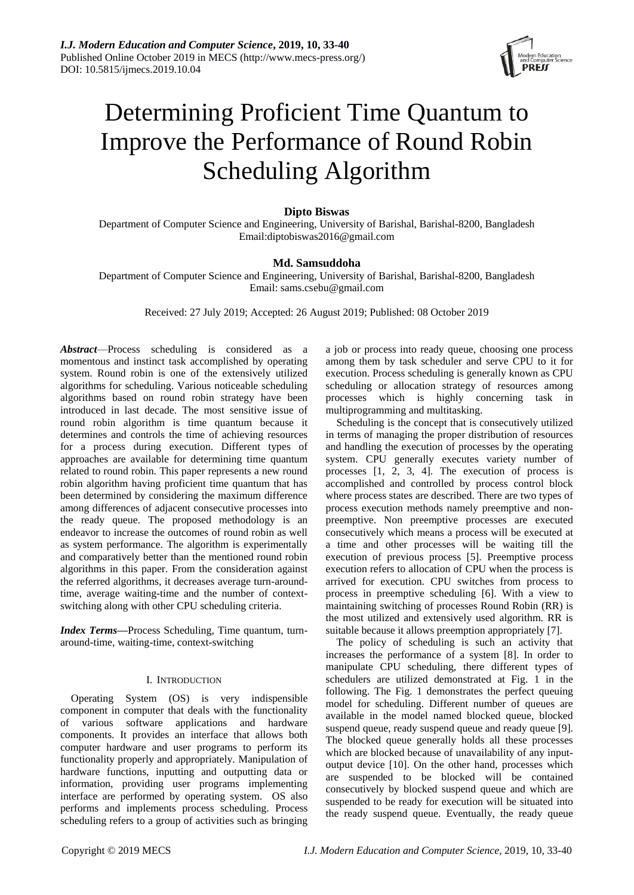# Determining Proficient Time Quantum to Improve the Performance of Round Robin Scheduling Algorithm

**Dipto Biswas**

Department of Computer Science and Engineering, University of Barishal, Barishal-8200, Bangladesh
Email:diptobiswas2016@gmail.com

**Md. Samsuddoha**

Department of Computer Science and Engineering, University of Barishal, Barishal-8200, Bangladesh
Email: sams.csebu@gmail.com

Received: 27 July 2019; Accepted: 26 August 2019; Published: 08 October 2019

***Abstract*****—**Process scheduling is considered as a momentous and instinct task accomplished by operating system. Round robin is one of the extensively utilized algorithms for scheduling. Various noticeable scheduling algorithms based on round robin strategy have been introduced in last decade. The most sensitive issue of round robin algorithm is time quantum because it determines and controls the time of achieving resources for a process during execution. Different types of approaches are available for determining time quantum related to round robin. This paper represents a new round robin algorithm having proficient time quantum that has been determined by considering the maximum difference among differences of adjacent consecutive processes into the ready queue. The proposed methodology is an endeavor to increase the outcomes of round robin as well as system performance. The algorithm is experimentally and comparatively better than the mentioned round robin algorithms in this paper. From the consideration against the referred algorithms, it decreases average turn-around-time, average waiting-time and the number of context-switching along with other CPU scheduling criteria.

***Index Terms*****—**Process Scheduling, Time quantum, turn-around-time, waiting-time, context-switching

## I. Introduction

Operating System (OS) is very indispensible component in computer that deals with the functionality of various software applications and hardware components. It provides an interface that allows both computer hardware and user programs to perform its functionality properly and appropriately. Manipulation of hardware functions, inputting and outputting data or information, providing user programs implementing interface are performed by operating system. OS also performs and implements process scheduling. Process scheduling refers to a group of activities such as bringing a job or process into ready queue, choosing one process among them by task scheduler and serve CPU to it for execution. Process scheduling is generally known as CPU scheduling or allocation strategy of resources among processes which is highly concerning task in multiprogramming and multitasking.

Scheduling is the concept that is consecutively utilized in terms of managing the proper distribution of resources and handling the execution of processes by the operating system. CPU generally executes variety number of processes [1, 2, 3, 4]. The execution of process is accomplished and controlled by process control block where process states are described. There are two types of process execution methods namely preemptive and non-preemptive. Non preemptive processes are executed consecutively which means a process will be executed at a time and other processes will be waiting till the execution of previous process [5]. Preemptive process execution refers to allocation of CPU when the process is arrived for execution. CPU switches from process to process in preemptive scheduling [6]. With a view to maintaining switching of processes Round Robin (RR) is the most utilized and extensively used algorithm. RR is suitable because it allows preemption appropriately [7].

The policy of scheduling is such an activity that increases the performance of a system [8]. In order to manipulate CPU scheduling, there different types of schedulers are utilized demonstrated at Fig. 1 in the following. The Fig. 1 demonstrates the perfect queuing model for scheduling. Different number of queues are available in the model named blocked queue, blocked suspend queue, ready suspend queue and ready queue [9]. The blocked queue generally holds all these processes which are blocked because of unavailability of any input-output device [10]. On the other hand, processes which are suspended to be blocked will be contained consecutively by blocked suspend queue and which are suspended to be ready for execution will be situated into the ready suspend queue. Eventually, the ready queue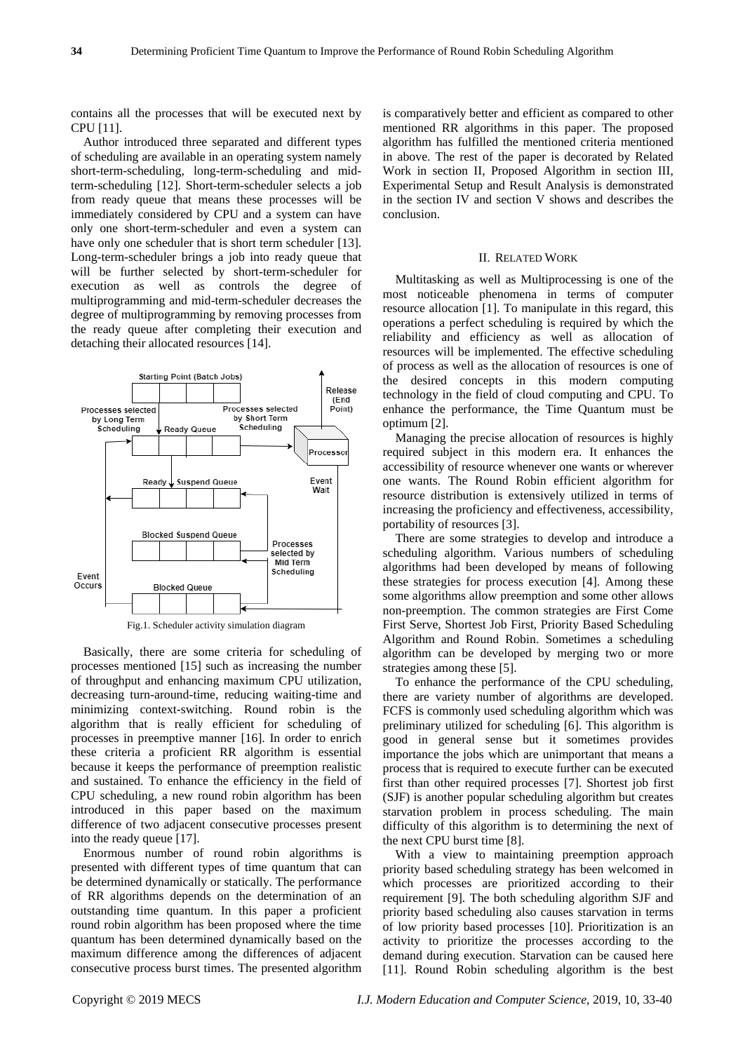contains all the processes that will be executed next by CPU [11].

Author introduced three separated and different types of scheduling are available in an operating system namely short-term-scheduling, long-term-scheduling and mid-term-scheduling [12]. Short-term-scheduler selects a job from ready queue that means these processes will be immediately considered by CPU and a system can have only one short-term-scheduler and even a system can have only one scheduler that is short term scheduler [13]. Long-term-scheduler brings a job into ready queue that will be further selected by short-term-scheduler for execution as well as controls the degree of multiprogramming and mid-term-scheduler decreases the degree of multiprogramming by removing processes from the ready queue after completing their execution and detaching their allocated resources [14].

Fig.1. Scheduler activity simulation diagram

Basically, there are some criteria for scheduling of processes mentioned [15] such as increasing the number of throughput and enhancing maximum CPU utilization, decreasing turn-around-time, reducing waiting-time and minimizing context-switching. Round robin is the algorithm that is really efficient for scheduling of processes in preemptive manner [16]. In order to enrich these criteria a proficient RR algorithm is essential because it keeps the performance of preemption realistic and sustained. To enhance the efficiency in the field of CPU scheduling, a new round robin algorithm has been introduced in this paper based on the maximum difference of two adjacent consecutive processes present into the ready queue [17].

Enormous number of round robin algorithms is presented with different types of time quantum that can be determined dynamically or statically. The performance of RR algorithms depends on the determination of an outstanding time quantum. In this paper a proficient round robin algorithm has been proposed where the time quantum has been determined dynamically based on the maximum difference among the differences of adjacent consecutive process burst times. The presented algorithm is comparatively better and efficient as compared to other mentioned RR algorithms in this paper. The proposed algorithm has fulfilled the mentioned criteria mentioned in above. The rest of the paper is decorated by Related Work in section II, Proposed Algorithm in section III, Experimental Setup and Result Analysis is demonstrated in the section IV and section V shows and describes the conclusion.

## II. Related Work

Multitasking as well as Multiprocessing is one of the most noticeable phenomena in terms of computer resource allocation [1]. To manipulate in this regard, this operations a perfect scheduling is required by which the reliability and efficiency as well as allocation of resources will be implemented. The effective scheduling of process as well as the allocation of resources is one of the desired concepts in this modern computing technology in the field of cloud computing and CPU. To enhance the performance, the Time Quantum must be optimum [2].

Managing the precise allocation of resources is highly required subject in this modern era. It enhances the accessibility of resource whenever one wants or wherever one wants. The Round Robin efficient algorithm for resource distribution is extensively utilized in terms of increasing the proficiency and effectiveness, accessibility, portability of resources [3].

There are some strategies to develop and introduce a scheduling algorithm. Various numbers of scheduling algorithms had been developed by means of following these strategies for process execution [4]. Among these some algorithms allow preemption and some other allows non-preemption. The common strategies are First Come First Serve, Shortest Job First, Priority Based Scheduling Algorithm and Round Robin. Sometimes a scheduling algorithm can be developed by merging two or more strategies among these [5].

To enhance the performance of the CPU scheduling, there are variety number of algorithms are developed. FCFS is commonly used scheduling algorithm which was preliminary utilized for scheduling [6]. This algorithm is good in general sense but it sometimes provides importance the jobs which are unimportant that means a process that is required to execute further can be executed first than other required processes [7]. Shortest job first (SJF) is another popular scheduling algorithm but creates starvation problem in process scheduling. The main difficulty of this algorithm is to determining the next of the next CPU burst time [8].

With a view to maintaining preemption approach priority based scheduling strategy has been welcomed in which processes are prioritized according to their requirement [9]. The both scheduling algorithm SJF and priority based scheduling also causes starvation in terms of low priority based processes [10]. Prioritization is an activity to prioritize the processes according to the demand during execution. Starvation can be caused here [11]. Round Robin scheduling algorithm is the best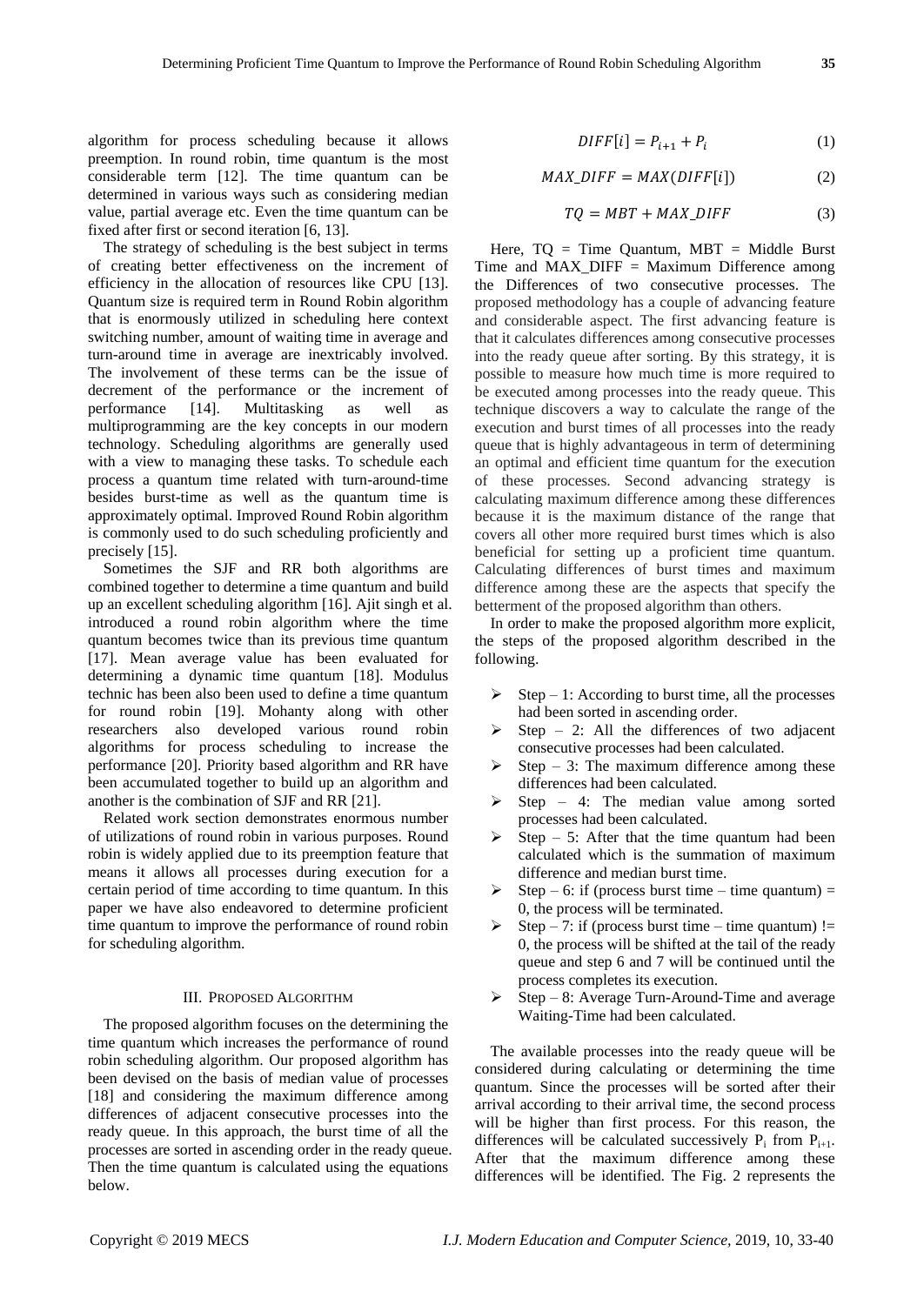algorithm for process scheduling because it allows preemption. In round robin, time quantum is the most considerable term [12]. The time quantum can be determined in various ways such as considering median value, partial average etc. Even the time quantum can be fixed after first or second iteration [6, 13].

The strategy of scheduling is the best subject in terms of creating better effectiveness on the increment of efficiency in the allocation of resources like CPU [13]. Quantum size is required term in Round Robin algorithm that is enormously utilized in scheduling here context switching number, amount of waiting time in average and turn-around time in average are inextricably involved. The involvement of these terms can be the issue of decrement of the performance or the increment of performance [14]. Multitasking as well as multiprogramming are the key concepts in our modern technology. Scheduling algorithms are generally used with a view to managing these tasks. To schedule each process a quantum time related with turn-around-time besides burst-time as well as the quantum time is approximately optimal. Improved Round Robin algorithm is commonly used to do such scheduling proficiently and precisely [15].

Sometimes the SJF and RR both algorithms are combined together to determine a time quantum and build up an excellent scheduling algorithm [16]. Ajit singh et al. introduced a round robin algorithm where the time quantum becomes twice than its previous time quantum [17]. Mean average value has been evaluated for determining a dynamic time quantum [18]. Modulus technic has been also been used to define a time quantum for round robin [19]. Mohanty along with other researchers also developed various round robin algorithms for process scheduling to increase the performance [20]. Priority based algorithm and RR have been accumulated together to build up an algorithm and another is the combination of SJF and RR [21].

Related work section demonstrates enormous number of utilizations of round robin in various purposes. Round robin is widely applied due to its preemption feature that means it allows all processes during execution for a certain period of time according to time quantum. In this paper we have also endeavored to determine proficient time quantum to improve the performance of round robin for scheduling algorithm.

## III. Proposed Algorithm

The proposed algorithm focuses on the determining the time quantum which increases the performance of round robin scheduling algorithm. Our proposed algorithm has been devised on the basis of median value of processes [18] and considering the maximum difference among differences of adjacent consecutive processes into the ready queue. In this approach, the burst time of all the processes are sorted in ascending order in the ready queue. Then the time quantum is calculated using the equations below.

$$DIFF[i] = P_{i+1} + P_i \tag{1}$$

$$MAX\_DIFF = MAX(DIFF[i]) \tag{2}$$

$$TQ = MBT + MAX\_DIFF \tag{3}$$

Here, TQ = Time Quantum, MBT = Middle Burst Time and MAX_DIFF = Maximum Difference among the Differences of two consecutive processes. The proposed methodology has a couple of advancing feature and considerable aspect. The first advancing feature is that it calculates differences among consecutive processes into the ready queue after sorting. By this strategy, it is possible to measure how much time is more required to be executed among processes into the ready queue. This technique discovers a way to calculate the range of the execution and burst times of all processes into the ready queue that is highly advantageous in term of determining an optimal and efficient time quantum for the execution of these processes. Second advancing strategy is calculating maximum difference among these differences because it is the maximum distance of the range that covers all other more required burst times which is also beneficial for setting up a proficient time quantum. Calculating differences of burst times and maximum difference among these are the aspects that specify the betterment of the proposed algorithm than others.

In order to make the proposed algorithm more explicit, the steps of the proposed algorithm described in the following.

- Step – 1: According to burst time, all the processes had been sorted in ascending order.
- Step – 2: All the differences of two adjacent consecutive processes had been calculated.
- Step – 3: The maximum difference among these differences had been calculated.
- Step – 4: The median value among sorted processes had been calculated.
- Step – 5: After that the time quantum had been calculated which is the summation of maximum difference and median burst time.
- Step – 6: if (process burst time – time quantum) = 0, the process will be terminated.
- Step – 7: if (process burst time – time quantum) != 0, the process will be shifted at the tail of the ready queue and step 6 and 7 will be continued until the process completes its execution.
- Step – 8: Average Turn-Around-Time and average Waiting-Time had been calculated.

The available processes into the ready queue will be considered during calculating or determining the time quantum. Since the processes will be sorted after their arrival according to their arrival time, the second process will be higher than first process. For this reason, the differences will be calculated successively $P_i$ from $P_{i+1}$. After that the maximum difference among these differences will be identified. The Fig. 2 represents the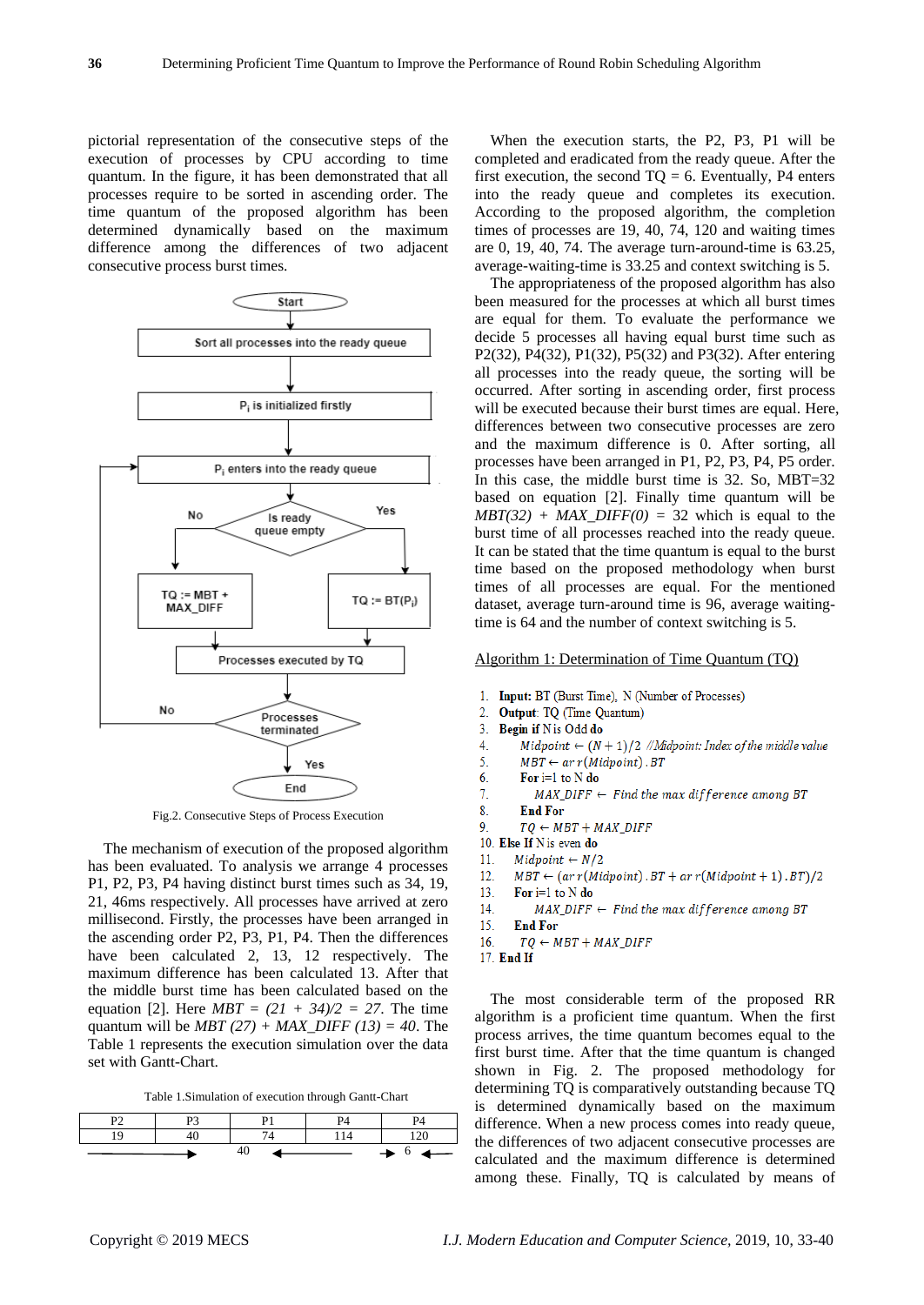pictorial representation of the consecutive steps of the execution of processes by CPU according to time quantum. In the figure, it has been demonstrated that all processes require to be sorted in ascending order. The time quantum of the proposed algorithm has been determined dynamically based on the maximum difference among the differences of two adjacent consecutive process burst times.

Fig.2. Consecutive Steps of Process Execution

The mechanism of execution of the proposed algorithm has been evaluated. To analysis we arrange 4 processes P1, P2, P3, P4 having distinct burst times such as 34, 19, 21, 46ms respectively. All processes have arrived at zero millisecond. Firstly, the processes have been arranged in the ascending order P2, P3, P1, P4. Then the differences have been calculated 2, 13, 12 respectively. The maximum difference has been calculated 13. After that the middle burst time has been calculated based on the equation [2]. Here $MBT = (21 + 34)/2 = 27$. The time quantum will be $MBT\ (27) + MAX\_DIFF\ (13) = 40$. The Table 1 represents the execution simulation over the data set with Gantt-Chart.

Table 1.Simulation of execution through Gantt-Chart

| P2 | P3 | P1 | P4 | P4 |
|---|---|---|---|---|
| 19 | 40 | 74 | 114 | 120 |
| ⟶ | | 40 ⟵ | | ⟶ 6 ⟵ |

When the execution starts, the P2, P3, P1 will be completed and eradicated from the ready queue. After the first execution, the second TQ = 6. Eventually, P4 enters into the ready queue and completes its execution. According to the proposed algorithm, the completion times of processes are 19, 40, 74, 120 and waiting times are 0, 19, 40, 74. The average turn-around-time is 63.25, average-waiting-time is 33.25 and context switching is 5.

The appropriateness of the proposed algorithm has also been measured for the processes at which all burst times are equal for them. To evaluate the performance we decide 5 processes all having equal burst time such as P2(32), P4(32), P1(32), P5(32) and P3(32). After entering all processes into the ready queue, the sorting will be occurred. After sorting in ascending order, first process will be executed because their burst times are equal. Here, differences between two consecutive processes are zero and the maximum difference is 0. After sorting, all processes have been arranged in P1, P2, P3, P4, P5 order. In this case, the middle burst time is 32. So, MBT=32 based on equation [2]. Finally time quantum will be $MBT(32) + MAX\_DIFF(0) = 32$ which is equal to the burst time of all processes reached into the ready queue. It can be stated that the time quantum is equal to the burst time based on the proposed methodology when burst times of all processes are equal. For the mentioned dataset, average turn-around time is 96, average waiting-time is 64 and the number of context switching is 5.

Algorithm 1: Determination of Time Quantum (TQ)

1. **Input:** BT (Burst Time), N (Number of Processes)
2. **Output**: TQ (Time Quantum)
3. **Begin if** N is Odd **do**
4. $Midpoint \leftarrow (N + 1)/2$ //Midpoint: Index of the middle value
5. $MBT \leftarrow arr(Midpoint).BT$
6. **For** i=1 to N **do**
7. $MAX\_DIFF \leftarrow$ *Find the max difference among BT*
8. **End For**
9. $TQ \leftarrow MBT + MAX\_DIFF$
10. **Else If** N is even **do**
11. $Midpoint \leftarrow N/2$
12. $MBT \leftarrow (arr(Midpoint).BT + arr(Midpoint + 1).BT)/2$
13. **For** i=1 to N **do**
14. $MAX\_DIFF \leftarrow$ *Find the max difference among BT*
15. **End For**
16. $TQ \leftarrow MBT + MAX\_DIFF$
17. **End If**

The most considerable term of the proposed RR algorithm is a proficient time quantum. When the first process arrives, the time quantum becomes equal to the first burst time. After that the time quantum is changed shown in Fig. 2. The proposed methodology for determining TQ is comparatively outstanding because TQ is determined dynamically based on the maximum difference. When a new process comes into ready queue, the differences of two adjacent consecutive processes are calculated and the maximum difference is determined among these. Finally, TQ is calculated by means of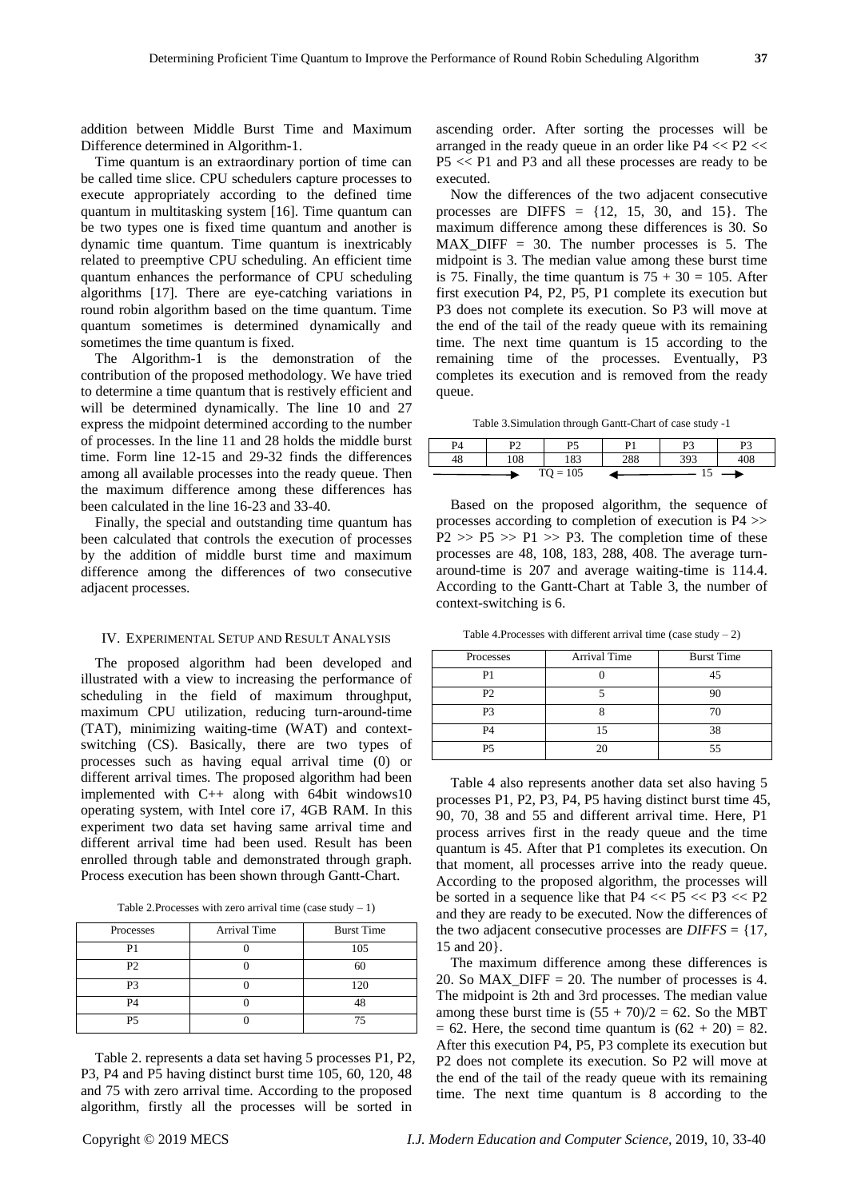addition between Middle Burst Time and Maximum Difference determined in Algorithm-1.

Time quantum is an extraordinary portion of time can be called time slice. CPU schedulers capture processes to execute appropriately according to the defined time quantum in multitasking system [16]. Time quantum can be two types one is fixed time quantum and another is dynamic time quantum. Time quantum is inextricably related to preemptive CPU scheduling. An efficient time quantum enhances the performance of CPU scheduling algorithms [17]. There are eye-catching variations in round robin algorithm based on the time quantum. Time quantum sometimes is determined dynamically and sometimes the time quantum is fixed.

The Algorithm-1 is the demonstration of the contribution of the proposed methodology. We have tried to determine a time quantum that is restively efficient and will be determined dynamically. The line 10 and 27 express the midpoint determined according to the number of processes. In the line 11 and 28 holds the middle burst time. Form line 12-15 and 29-32 finds the differences among all available processes into the ready queue. Then the maximum difference among these differences has been calculated in the line 16-23 and 33-40.

Finally, the special and outstanding time quantum has been calculated that controls the execution of processes by the addition of middle burst time and maximum difference among the differences of two consecutive adjacent processes.

## IV. Experimental Setup and Result Analysis

The proposed algorithm had been developed and illustrated with a view to increasing the performance of scheduling in the field of maximum throughput, maximum CPU utilization, reducing turn-around-time (TAT), minimizing waiting-time (WAT) and context-switching (CS). Basically, there are two types of processes such as having equal arrival time (0) or different arrival times. The proposed algorithm had been implemented with C++ along with 64bit windows10 operating system, with Intel core i7, 4GB RAM. In this experiment two data set having same arrival time and different arrival time had been used. Result has been enrolled through table and demonstrated through graph. Process execution has been shown through Gantt-Chart.

Table 2.Processes with zero arrival time (case study – 1)

| Processes | Arrival Time | Burst Time |
|---|---|---|
| P1 | 0 | 105 |
| P2 | 0 | 60 |
| P3 | 0 | 120 |
| P4 | 0 | 48 |
| P5 | 0 | 75 |

Table 2. represents a data set having 5 processes P1, P2, P3, P4 and P5 having distinct burst time 105, 60, 120, 48 and 75 with zero arrival time. According to the proposed algorithm, firstly all the processes will be sorted in ascending order. After sorting the processes will be arranged in the ready queue in an order like P4 << P2 << P5 << P1 and P3 and all these processes are ready to be executed.

Now the differences of the two adjacent consecutive processes are DIFFS = {12, 15, 30, and 15}. The maximum difference among these differences is 30. So MAX_DIFF = 30. The number processes is 5. The midpoint is 3. The median value among these burst time is 75. Finally, the time quantum is 75 + 30 = 105. After first execution P4, P2, P5, P1 complete its execution but P3 does not complete its execution. So P3 will move at the end of the tail of the ready queue with its remaining time. The next time quantum is 15 according to the remaining time of the processes. Eventually, P3 completes its execution and is removed from the ready queue.

Table 3.Simulation through Gantt-Chart of case study -1

| P4 | P2 | P5 | P1 | P3 | P3 |
|---|---|---|---|---|---|
| 48 | 108 | 183 | 288 | 393 | 408 |
| ⟶ | | TQ = 105 | ⟵ | 15 | ⟶ |

Based on the proposed algorithm, the sequence of processes according to completion of execution is P4 >> P2 >> P5 >> P1 >> P3. The completion time of these processes are 48, 108, 183, 288, 408. The average turn-around-time is 207 and average waiting-time is 114.4. According to the Gantt-Chart at Table 3, the number of context-switching is 6.

Table 4.Processes with different arrival time (case study – 2)

| Processes | Arrival Time | Burst Time |
|---|---|---|
| P1 | 0 | 45 |
| P2 | 5 | 90 |
| P3 | 8 | 70 |
| P4 | 15 | 38 |
| P5 | 20 | 55 |

Table 4 also represents another data set also having 5 processes P1, P2, P3, P4, P5 having distinct burst time 45, 90, 70, 38 and 55 and different arrival time. Here, P1 process arrives first in the ready queue and the time quantum is 45. After that P1 completes its execution. On that moment, all processes arrive into the ready queue. According to the proposed algorithm, the processes will be sorted in a sequence like that P4 << P5 << P3 << P2 and they are ready to be executed. Now the differences of the two adjacent consecutive processes are *DIFFS* = {17, 15 and 20}.

The maximum difference among these differences is 20. So MAX_DIFF = 20. The number of processes is 4. The midpoint is 2th and 3rd processes. The median value among these burst time is $(55 + 70)/2 = 62$. So the MBT = 62. Here, the second time quantum is $(62 + 20) = 82$. After this execution P4, P5, P3 complete its execution but P2 does not complete its execution. So P2 will move at the end of the tail of the ready queue with its remaining time. The next time quantum is 8 according to the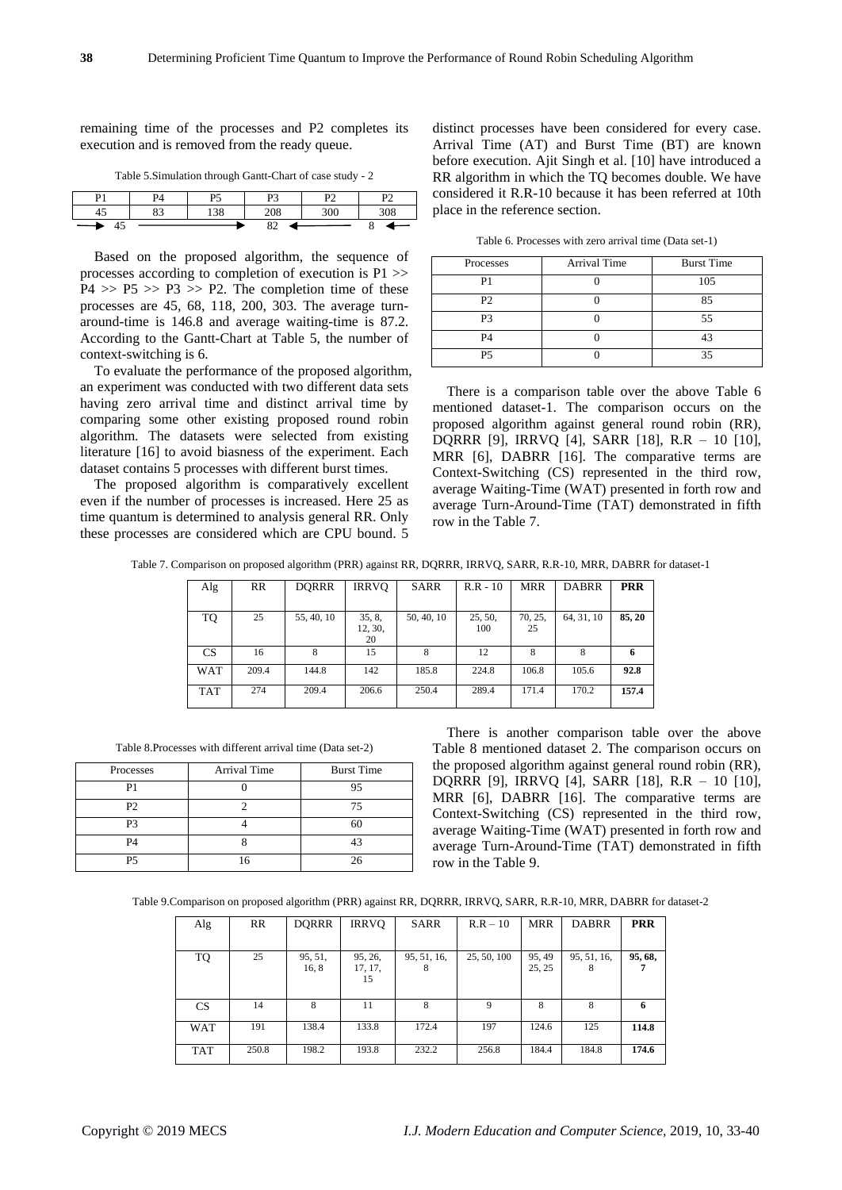remaining time of the processes and P2 completes its execution and is removed from the ready queue.

Table 5.Simulation through Gantt-Chart of case study - 2

| P1 | P4 | P5 | P3 | P2 | P2 |
|---|---|---|---|---|---|
| 45 | 83 | 138 | 208 | 300 | 308 |
| → 45 | → | | 82 ← | ← | 8 ← |

Based on the proposed algorithm, the sequence of processes according to completion of execution is P1 >> P4 >> P5 >> P3 >> P2. The completion time of these processes are 45, 68, 118, 200, 303. The average turn-around-time is 146.8 and average waiting-time is 87.2. According to the Gantt-Chart at Table 5, the number of context-switching is 6.

To evaluate the performance of the proposed algorithm, an experiment was conducted with two different data sets having zero arrival time and distinct arrival time by comparing some other existing proposed round robin algorithm. The datasets were selected from existing literature [16] to avoid biasness of the experiment. Each dataset contains 5 processes with different burst times.

The proposed algorithm is comparatively excellent even if the number of processes is increased. Here 25 as time quantum is determined to analysis general RR. Only these processes are considered which are CPU bound. 5 distinct processes have been considered for every case. Arrival Time (AT) and Burst Time (BT) are known before execution. Ajit Singh et al. [10] have introduced a RR algorithm in which the TQ becomes double. We have considered it R.R-10 because it has been referred at 10th place in the reference section.

Table 6. Processes with zero arrival time (Data set-1)

| Processes | Arrival Time | Burst Time |
|---|---|---|
| P1 | 0 | 105 |
| P2 | 0 | 85 |
| P3 | 0 | 55 |
| P4 | 0 | 43 |
| P5 | 0 | 35 |

There is a comparison table over the above Table 6 mentioned dataset-1. The comparison occurs on the proposed algorithm against general round robin (RR), DQRRR [9], IRRVQ [4], SARR [18], R.R – 10 [10], MRR [6], DABRR [16]. The comparative terms are Context-Switching (CS) represented in the third row, average Waiting-Time (WAT) presented in forth row and average Turn-Around-Time (TAT) demonstrated in fifth row in the Table 7.

Table 7. Comparison on proposed algorithm (PRR) against RR, DQRRR, IRRVQ, SARR, R.R-10, MRR, DABRR for dataset-1

| Alg | RR | DQRRR | IRRVQ | SARR | R.R - 10 | MRR | DABRR | **PRR** |
|---|---|---|---|---|---|---|---|---|
| TQ | 25 | 55, 40, 10 | 35, 8, 12, 30, 20 | 50, 40, 10 | 25, 50, 100 | 70, 25, 25 | 64, 31, 10 | **85, 20** |
| CS | 16 | 8 | 15 | 8 | 12 | 8 | 8 | **6** |
| WAT | 209.4 | 144.8 | 142 | 185.8 | 224.8 | 106.8 | 105.6 | **92.8** |
| TAT | 274 | 209.4 | 206.6 | 250.4 | 289.4 | 171.4 | 170.2 | **157.4** |

Table 8.Processes with different arrival time (Data set-2)

| Processes | Arrival Time | Burst Time |
|---|---|---|
| P1 | 0 | 95 |
| P2 | 2 | 75 |
| P3 | 4 | 60 |
| P4 | 8 | 43 |
| P5 | 16 | 26 |

There is another comparison table over the above Table 8 mentioned dataset 2. The comparison occurs on the proposed algorithm against general round robin (RR), DQRRR [9], IRRVQ [4], SARR [18], R.R – 10 [10], MRR [6], DABRR [16]. The comparative terms are Context-Switching (CS) represented in the third row, average Waiting-Time (WAT) presented in forth row and average Turn-Around-Time (TAT) demonstrated in fifth row in the Table 9.

Table 9.Comparison on proposed algorithm (PRR) against RR, DQRRR, IRRVQ, SARR, R.R-10, MRR, DABRR for dataset-2

| Alg | RR | DQRRR | IRRVQ | SARR | R.R – 10 | MRR | DABRR | **PRR** |
|---|---|---|---|---|---|---|---|---|
| TQ | 25 | 95, 51, 16, 8 | 95, 26, 17, 17, 15 | 95, 51, 16, 8 | 25, 50, 100 | 95, 49 25, 25 | 95, 51, 16, 8 | **95, 68, 7** |
| CS | 14 | 8 | 11 | 8 | 9 | 8 | 8 | **6** |
| WAT | 191 | 138.4 | 133.8 | 172.4 | 197 | 124.6 | 125 | **114.8** |
| TAT | 250.8 | 198.2 | 193.8 | 232.2 | 256.8 | 184.4 | 184.8 | **174.6** |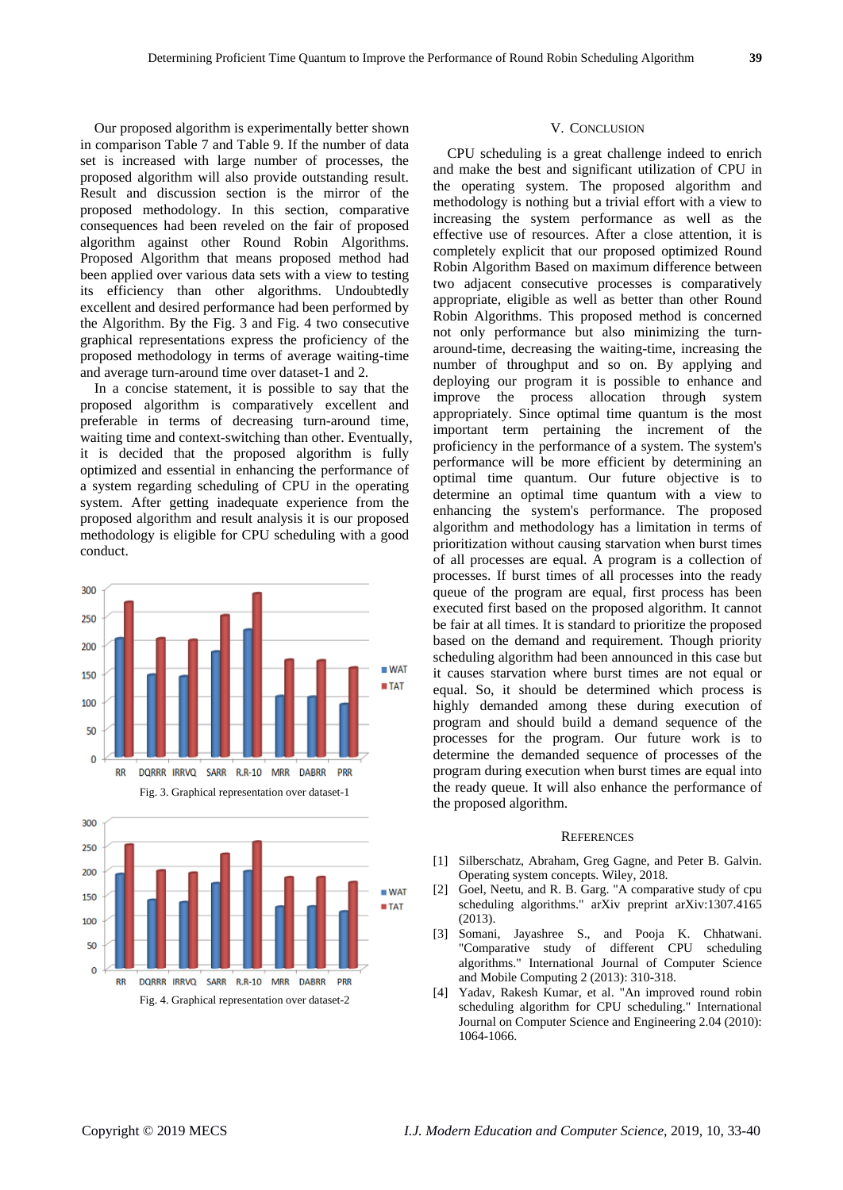Our proposed algorithm is experimentally better shown in comparison Table 7 and Table 9. If the number of data set is increased with large number of processes, the proposed algorithm will also provide outstanding result. Result and discussion section is the mirror of the proposed methodology. In this section, comparative consequences had been reveled on the fair of proposed algorithm against other Round Robin Algorithms. Proposed Algorithm that means proposed method had been applied over various data sets with a view to testing its efficiency than other algorithms. Undoubtedly excellent and desired performance had been performed by the Algorithm. By the Fig. 3 and Fig. 4 two consecutive graphical representations express the proficiency of the proposed methodology in terms of average waiting-time and average turn-around time over dataset-1 and 2.

In a concise statement, it is possible to say that the proposed algorithm is comparatively excellent and preferable in terms of decreasing turn-around time, waiting time and context-switching than other. Eventually, it is decided that the proposed algorithm is fully optimized and essential in enhancing the performance of a system regarding scheduling of CPU in the operating system. After getting inadequate experience from the proposed algorithm and result analysis it is our proposed methodology is eligible for CPU scheduling with a good conduct.

Fig. 3. Graphical representation over dataset-1

Fig. 4. Graphical representation over dataset-2

## V. Conclusion

CPU scheduling is a great challenge indeed to enrich and make the best and significant utilization of CPU in the operating system. The proposed algorithm and methodology is nothing but a trivial effort with a view to increasing the system performance as well as the effective use of resources. After a close attention, it is completely explicit that our proposed optimized Round Robin Algorithm Based on maximum difference between two adjacent consecutive processes is comparatively appropriate, eligible as well as better than other Round Robin Algorithms. This proposed method is concerned not only performance but also minimizing the turn-around-time, decreasing the waiting-time, increasing the number of throughput and so on. By applying and deploying our program it is possible to enhance and improve the process allocation through system appropriately. Since optimal time quantum is the most important term pertaining the increment of the proficiency in the performance of a system. The system's performance will be more efficient by determining an optimal time quantum. Our future objective is to determine an optimal time quantum with a view to enhancing the system's performance. The proposed algorithm and methodology has a limitation in terms of prioritization without causing starvation when burst times of all processes are equal. A program is a collection of processes. If burst times of all processes into the ready queue of the program are equal, first process has been executed first based on the proposed algorithm. It cannot be fair at all times. It is standard to prioritize the proposed based on the demand and requirement. Though priority scheduling algorithm had been announced in this case but it causes starvation where burst times are not equal or equal. So, it should be determined which process is highly demanded among these during execution of program and should build a demand sequence of the processes for the program. Our future work is to determine the demanded sequence of processes of the program during execution when burst times are equal into the ready queue. It will also enhance the performance of the proposed algorithm.

## References

[1] Silberschatz, Abraham, Greg Gagne, and Peter B. Galvin. Operating system concepts. Wiley, 2018.

[2] Goel, Neetu, and R. B. Garg. "A comparative study of cpu scheduling algorithms." arXiv preprint arXiv:1307.4165 (2013).

[3] Somani, Jayashree S., and Pooja K. Chhatwani. "Comparative study of different CPU scheduling algorithms." International Journal of Computer Science and Mobile Computing 2 (2013): 310-318.

[4] Yadav, Rakesh Kumar, et al. "An improved round robin scheduling algorithm for CPU scheduling." International Journal on Computer Science and Engineering 2.04 (2010): 1064-1066.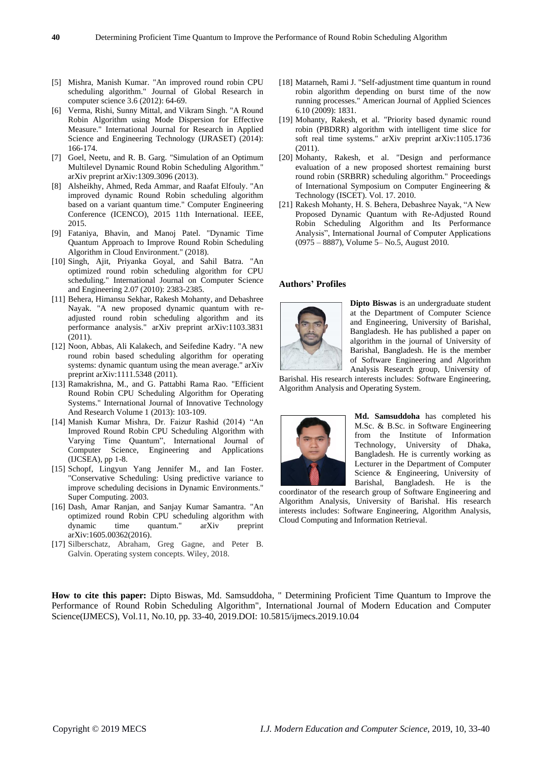[5] Mishra, Manish Kumar. "An improved round robin CPU scheduling algorithm." Journal of Global Research in computer science 3.6 (2012): 64-69.

[6] Verma, Rishi, Sunny Mittal, and Vikram Singh. "A Round Robin Algorithm using Mode Dispersion for Effective Measure." International Journal for Research in Applied Science and Engineering Technology (IJRASET) (2014): 166-174.

[7] Goel, Neetu, and R. B. Garg. "Simulation of an Optimum Multilevel Dynamic Round Robin Scheduling Algorithm." arXiv preprint arXiv:1309.3096 (2013).

[8] Alsheikhy, Ahmed, Reda Ammar, and Raafat Elfouly. "An improved dynamic Round Robin scheduling algorithm based on a variant quantum time." Computer Engineering Conference (ICENCO), 2015 11th International. IEEE, 2015.

[9] Fataniya, Bhavin, and Manoj Patel. "Dynamic Time Quantum Approach to Improve Round Robin Scheduling Algorithm in Cloud Environment." (2018).

[10] Singh, Ajit, Priyanka Goyal, and Sahil Batra. "An optimized round robin scheduling algorithm for CPU scheduling." International Journal on Computer Science and Engineering 2.07 (2010): 2383-2385.

[11] Behera, Himansu Sekhar, Rakesh Mohanty, and Debashree Nayak. "A new proposed dynamic quantum with re-adjusted round robin scheduling algorithm and its performance analysis." arXiv preprint arXiv:1103.3831 (2011).

[12] Noon, Abbas, Ali Kalakech, and Seifedine Kadry. "A new round robin based scheduling algorithm for operating systems: dynamic quantum using the mean average." arXiv preprint arXiv:1111.5348 (2011).

[13] Ramakrishna, M., and G. Pattabhi Rama Rao. "Efficient Round Robin CPU Scheduling Algorithm for Operating Systems." International Journal of Innovative Technology And Research Volume 1 (2013): 103-109.

[14] Manish Kumar Mishra, Dr. Faizur Rashid (2014) "An Improved Round Robin CPU Scheduling Algorithm with Varying Time Quantum", International Journal of Computer Science, Engineering and Applications (IJCSEA), pp 1-8.

[15] Schopf, Lingyun Yang Jennifer M., and Ian Foster. "Conservative Scheduling: Using predictive variance to improve scheduling decisions in Dynamic Environments." Super Computing. 2003.

[16] Dash, Amar Ranjan, and Sanjay Kumar Samantra. "An optimized round Robin CPU scheduling algorithm with dynamic time quantum." arXiv preprint arXiv:1605.00362(2016).

[17] Silberschatz, Abraham, Greg Gagne, and Peter B. Galvin. Operating system concepts. Wiley, 2018.

[18] Matarneh, Rami J. "Self-adjustment time quantum in round robin algorithm depending on burst time of the now running processes." American Journal of Applied Sciences 6.10 (2009): 1831.

[19] Mohanty, Rakesh, et al. "Priority based dynamic round robin (PBDRR) algorithm with intelligent time slice for soft real time systems." arXiv preprint arXiv:1105.1736 (2011).

[20] Mohanty, Rakesh, et al. "Design and performance evaluation of a new proposed shortest remaining burst round robin (SRBRR) scheduling algorithm." Proceedings of International Symposium on Computer Engineering & Technology (ISCET). Vol. 17. 2010.

[21] Rakesh Mohanty, H. S. Behera, Debashree Nayak, "A New Proposed Dynamic Quantum with Re-Adjusted Round Robin Scheduling Algorithm and Its Performance Analysis", International Journal of Computer Applications (0975 – 8887), Volume 5– No.5, August 2010.

### Authors' Profiles

**Dipto Biswas** is an undergraduate student at the Department of Computer Science and Engineering, University of Barishal, Bangladesh. He has published a paper on algorithm in the journal of University of Barishal, Bangladesh. He is the member of Software Engineering and Algorithm Analysis Research group, University of Barishal. His research interests includes: Software Engineering, Algorithm Analysis and Operating System.

**Md. Samsuddoha** has completed his M.Sc. & B.Sc. in Software Engineering from the Institute of Information Technology, University of Dhaka, Bangladesh. He is currently working as Lecturer in the Department of Computer Science & Engineering, University of Barishal, Bangladesh. He is the coordinator of the research group of Software Engineering and Algorithm Analysis, University of Barishal. His research interests includes: Software Engineering, Algorithm Analysis, Cloud Computing and Information Retrieval.

**How to cite this paper:** Dipto Biswas, Md. Samsuddoha, " Determining Proficient Time Quantum to Improve the Performance of Round Robin Scheduling Algorithm", International Journal of Modern Education and Computer Science(IJMECS), Vol.11, No.10, pp. 33-40, 2019.DOI: 10.5815/ijmecs.2019.10.04